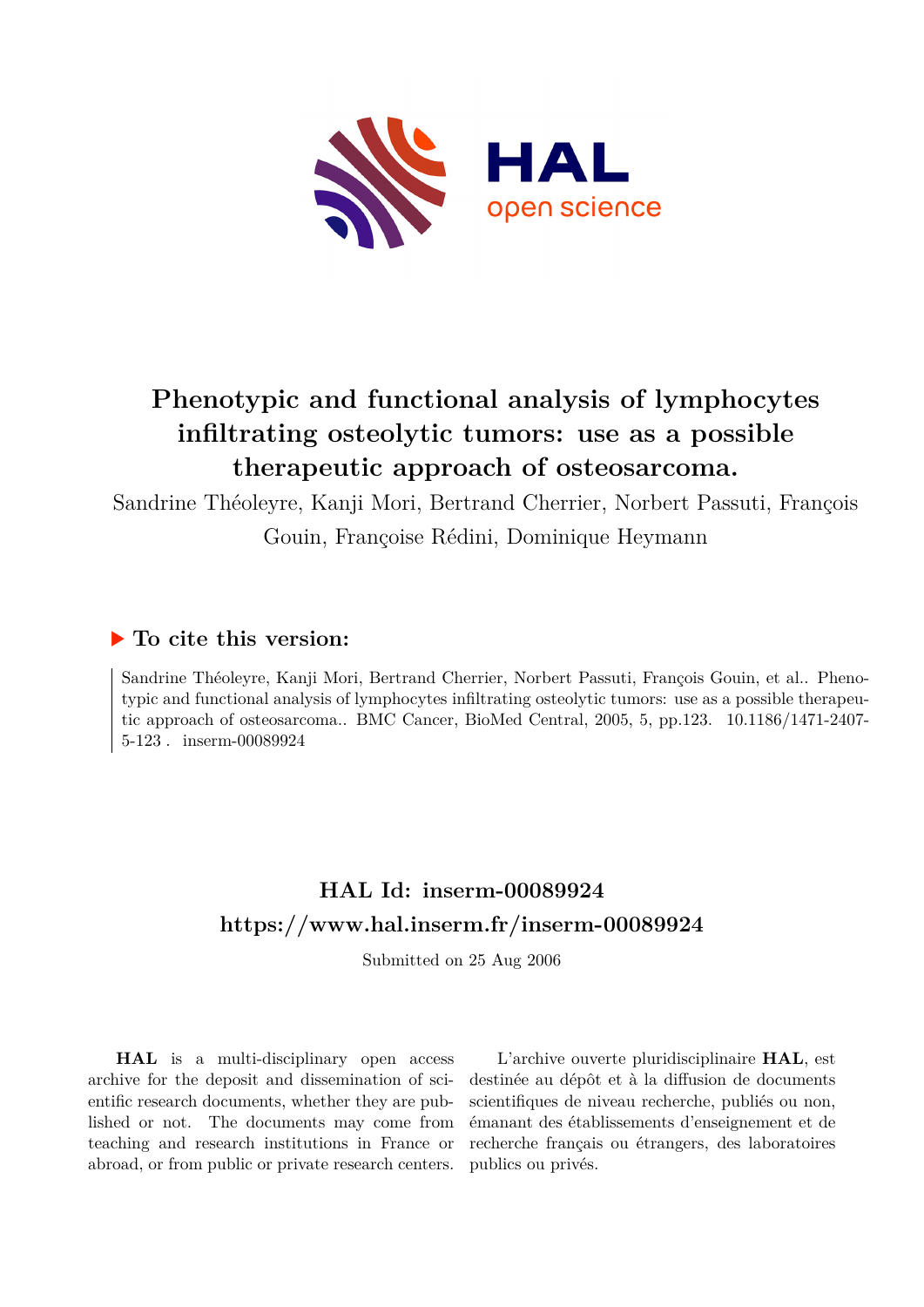# Phenotypic and functional analysis of lymphocytes infiltrating osteolytic tumors: use as a possible therapeutic approach of osteosarcoma.

Sandrine Théoleyre, Kanji Mori, Bertrand Cherrier, Norbert Passuti, François Gouin, Françoise Rédini, Dominique Heymann

## ▶ To cite this version:

Sandrine Théoleyre, Kanji Mori, Bertrand Cherrier, Norbert Passuti, François Gouin, et al.. Phenotypic and functional analysis of lymphocytes infiltrating osteolytic tumors: use as a possible therapeutic approach of osteosarcoma.. BMC Cancer, BioMed Central, 2005, 5, pp.123. 10.1186/1471-2407-5-123 . inserm-00089924

## HAL Id: inserm-00089924
## https://www.hal.inserm.fr/inserm-00089924

Submitted on 25 Aug 2006

**HAL** is a multi-disciplinary open access archive for the deposit and dissemination of scientific research documents, whether they are published or not. The documents may come from teaching and research institutions in France or abroad, or from public or private research centers.

L'archive ouverte pluridisciplinaire **HAL**, est destinée au dépôt et à la diffusion de documents scientifiques de niveau recherche, publiés ou non, émanant des établissements d'enseignement et de recherche français ou étrangers, des laboratoires publics ou privés.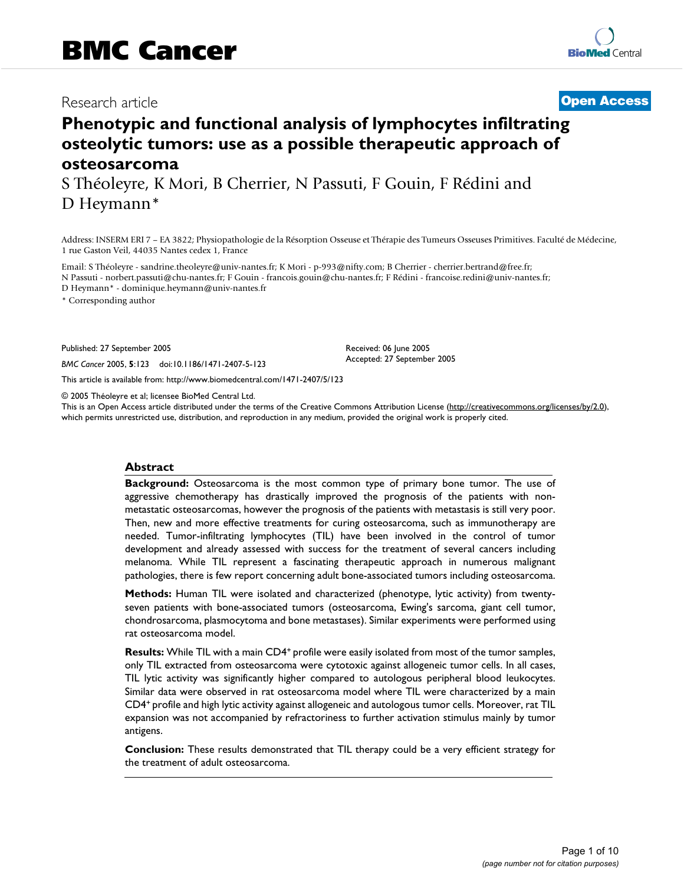# Phenotypic and functional analysis of lymphocytes infiltrating osteolytic tumors: use as a possible therapeutic approach of osteosarcoma

S Théoleyre, K Mori, B Cherrier, N Passuti, F Gouin, F Rédini and D Heymann*

Address: INSERM ERI 7 – EA 3822; Physiopathologie de la Résorption Osseuse et Thérapie des Tumeurs Osseuses Primitives. Faculté de Médecine, 1 rue Gaston Veil, 44035 Nantes cedex 1, France

Email: S Théoleyre - sandrine.theoleyre@univ-nantes.fr; K Mori - p-993@nifty.com; B Cherrier - cherrier.bertrand@free.fr; N Passuti - norbert.passuti@chu-nantes.fr; F Gouin - francois.gouin@chu-nantes.fr; F Rédini - francoise.redini@univ-nantes.fr; D Heymann* - dominique.heymann@univ-nantes.fr

* Corresponding author

Published: 27 September 2005

*BMC Cancer* 2005, **5**:123 doi:10.1186/1471-2407-5-123

Received: 06 June 2005
Accepted: 27 September 2005

This article is available from: http://www.biomedcentral.com/1471-2407/5/123

© 2005 Théoleyre et al; licensee BioMed Central Ltd.
This is an Open Access article distributed under the terms of the Creative Commons Attribution License (http://creativecommons.org/licenses/by/2.0), which permits unrestricted use, distribution, and reproduction in any medium, provided the original work is properly cited.

## Abstract

**Background:** Osteosarcoma is the most common type of primary bone tumor. The use of aggressive chemotherapy has drastically improved the prognosis of the patients with non-metastatic osteosarcomas, however the prognosis of the patients with metastasis is still very poor. Then, new and more effective treatments for curing osteosarcoma, such as immunotherapy are needed. Tumor-infiltrating lymphocytes (TIL) have been involved in the control of tumor development and already assessed with success for the treatment of several cancers including melanoma. While TIL represent a fascinating therapeutic approach in numerous malignant pathologies, there is few report concerning adult bone-associated tumors including osteosarcoma.

**Methods:** Human TIL were isolated and characterized (phenotype, lytic activity) from twenty-seven patients with bone-associated tumors (osteosarcoma, Ewing's sarcoma, giant cell tumor, chondrosarcoma, plasmocytoma and bone metastases). Similar experiments were performed using rat osteosarcoma model.

**Results:** While TIL with a main CD4$^+$ profile were easily isolated from most of the tumor samples, only TIL extracted from osteosarcoma were cytotoxic against allogeneic tumor cells. In all cases, TIL lytic activity was significantly higher compared to autologous peripheral blood leukocytes. Similar data were observed in rat osteosarcoma model where TIL were characterized by a main CD4$^+$ profile and high lytic activity against allogeneic and autologous tumor cells. Moreover, rat TIL expansion was not accompanied by refractoriness to further activation stimulus mainly by tumor antigens.

**Conclusion:** These results demonstrated that TIL therapy could be a very efficient strategy for the treatment of adult osteosarcoma.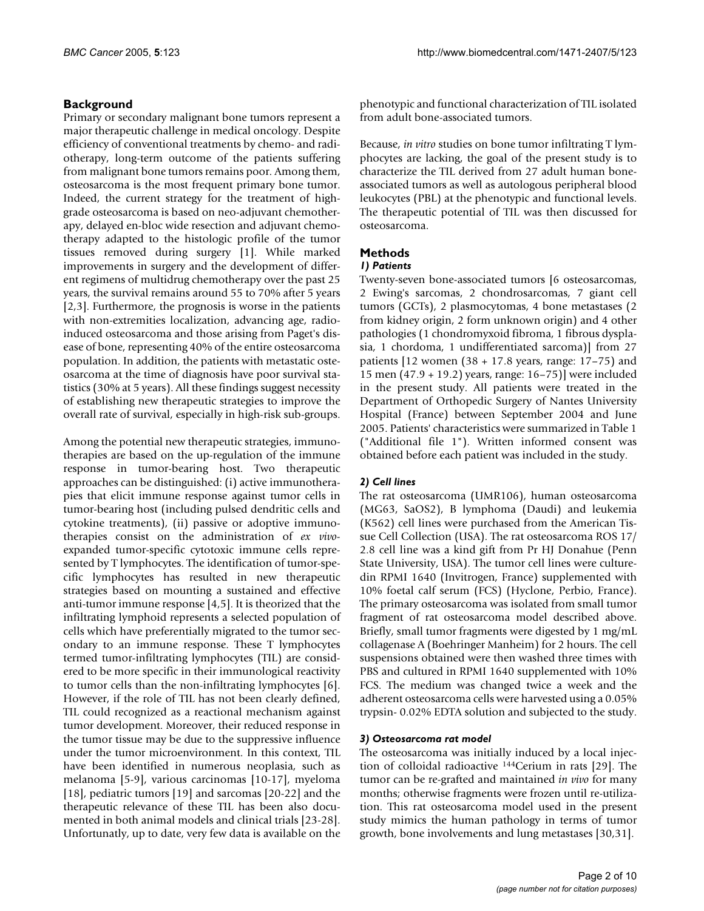## Background

Primary or secondary malignant bone tumors represent a major therapeutic challenge in medical oncology. Despite efficiency of conventional treatments by chemo- and radiotherapy, long-term outcome of the patients suffering from malignant bone tumors remains poor. Among them, osteosarcoma is the most frequent primary bone tumor. Indeed, the current strategy for the treatment of high-grade osteosarcoma is based on neo-adjuvant chemotherapy, delayed en-bloc wide resection and adjuvant chemotherapy adapted to the histologic profile of the tumor tissues removed during surgery [1]. While marked improvements in surgery and the development of different regimens of multidrug chemotherapy over the past 25 years, the survival remains around 55 to 70% after 5 years [2,3]. Furthermore, the prognosis is worse in the patients with non-extremities localization, advancing age, radio-induced osteosarcoma and those arising from Paget's disease of bone, representing 40% of the entire osteosarcoma population. In addition, the patients with metastatic osteosarcoma at the time of diagnosis have poor survival statistics (30% at 5 years). All these findings suggest necessity of establishing new therapeutic strategies to improve the overall rate of survival, especially in high-risk sub-groups.

Among the potential new therapeutic strategies, immunotherapies are based on the up-regulation of the immune response in tumor-bearing host. Two therapeutic approaches can be distinguished: (i) active immunotherapies that elicit immune response against tumor cells in tumor-bearing host (including pulsed dendritic cells and cytokine treatments), (ii) passive or adoptive immunotherapies consist on the administration of *ex vivo*-expanded tumor-specific cytotoxic immune cells represented by T lymphocytes. The identification of tumor-specific lymphocytes has resulted in new therapeutic strategies based on mounting a sustained and effective anti-tumor immune response [4,5]. It is theorized that the infiltrating lymphoid represents a selected population of cells which have preferentially migrated to the tumor secondary to an immune response. These T lymphocytes termed tumor-infiltrating lymphocytes (TIL) are considered to be more specific in their immunological reactivity to tumor cells than the non-infiltrating lymphocytes [6]. However, if the role of TIL has not been clearly defined, TIL could recognized as a reactional mechanism against tumor development. Moreover, their reduced response in the tumor tissue may be due to the suppressive influence under the tumor microenvironment. In this context, TIL have been identified in numerous neoplasia, such as melanoma [5-9], various carcinomas [10-17], myeloma [18], pediatric tumors [19] and sarcomas [20-22] and the therapeutic relevance of these TIL has been also documented in both animal models and clinical trials [23-28]. Unfortunatly, up to date, very few data is available on the phenotypic and functional characterization of TIL isolated from adult bone-associated tumors.

Because, *in vitro* studies on bone tumor infiltrating T lymphocytes are lacking, the goal of the present study is to characterize the TIL derived from 27 adult human bone-associated tumors as well as autologous peripheral blood leukocytes (PBL) at the phenotypic and functional levels. The therapeutic potential of TIL was then discussed for osteosarcoma.

## Methods

### *1) Patients*

Twenty-seven bone-associated tumors [6 osteosarcomas, 2 Ewing's sarcomas, 2 chondrosarcomas, 7 giant cell tumors (GCTs), 2 plasmocytomas, 4 bone metastases (2 from kidney origin, 2 form unknown origin) and 4 other pathologies (1 chondromyxoid fibroma, 1 fibrous dysplasia, 1 chordoma, 1 undifferentiated sarcoma)] from 27 patients [12 women (38 + 17.8 years, range: 17–75) and 15 men (47.9 + 19.2) years, range: 16–75)] were included in the present study. All patients were treated in the Department of Orthopedic Surgery of Nantes University Hospital (France) between September 2004 and June 2005. Patients' characteristics were summarized in Table 1 ("Additional file 1"). Written informed consent was obtained before each patient was included in the study.

### *2) Cell lines*

The rat osteosarcoma (UMR106), human osteosarcoma (MG63, SaOS2), B lymphoma (Daudi) and leukemia (K562) cell lines were purchased from the American Tissue Cell Collection (USA). The rat osteosarcoma ROS 17/2.8 cell line was a kind gift from Pr HJ Donahue (Penn State University, USA). The tumor cell lines were culturedin RPMI 1640 (Invitrogen, France) supplemented with 10% foetal calf serum (FCS) (Hyclone, Perbio, France). The primary osteosarcoma was isolated from small tumor fragment of rat osteosarcoma model described above. Briefly, small tumor fragments were digested by 1 mg/mL collagenase A (Boehringer Manheim) for 2 hours. The cell suspensions obtained were then washed three times with PBS and cultured in RPMI 1640 supplemented with 10% FCS. The medium was changed twice a week and the adherent osteosarcoma cells were harvested using a 0.05% trypsin- 0.02% EDTA solution and subjected to the study.

### *3) Osteosarcoma rat model*

The osteosarcoma was initially induced by a local injection of colloidal radioactive $^{144}$Cerium in rats [29]. The tumor can be re-grafted and maintained *in vivo* for many months; otherwise fragments were frozen until re-utilization. This rat osteosarcoma model used in the present study mimics the human pathology in terms of tumor growth, bone involvements and lung metastases [30,31].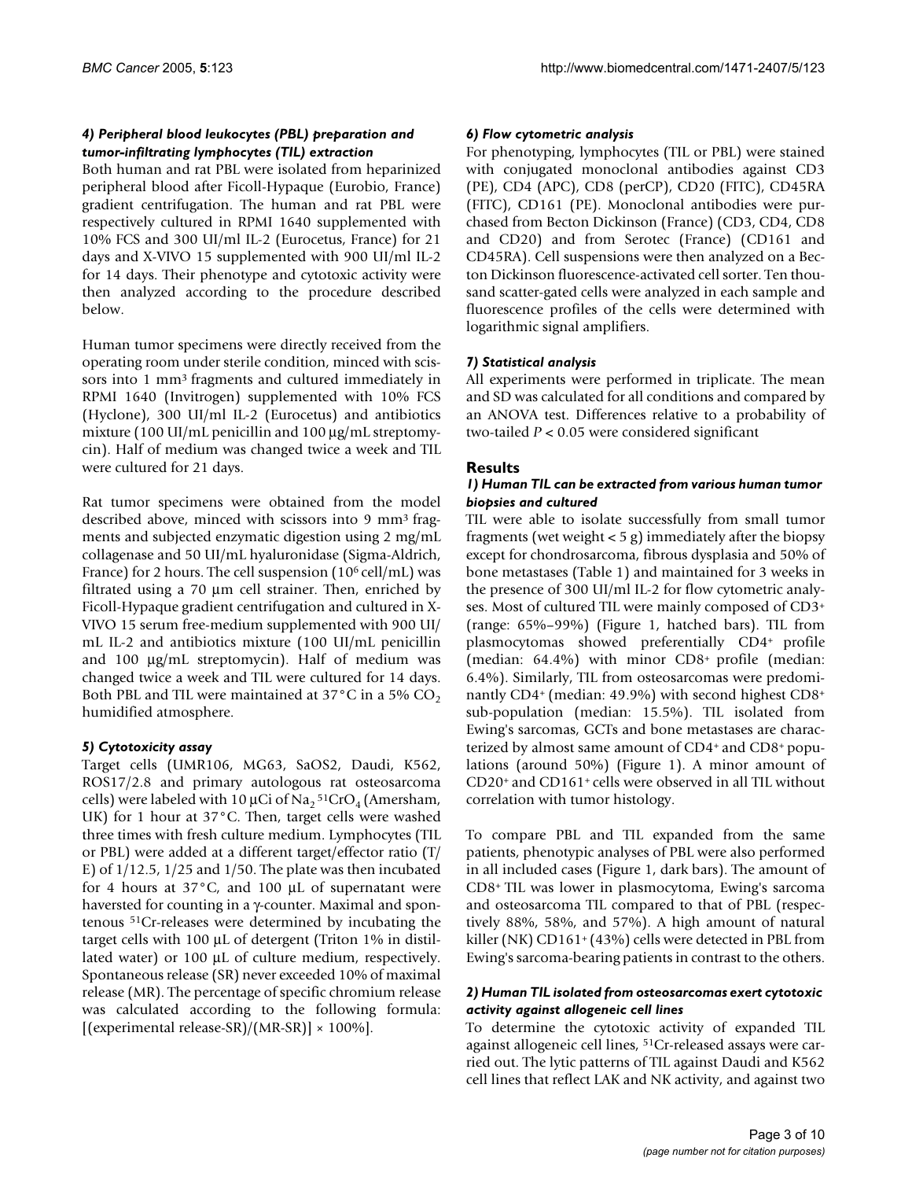#### *4) Peripheral blood leukocytes (PBL) preparation and tumor-infiltrating lymphocytes (TIL) extraction*

Both human and rat PBL were isolated from heparinized peripheral blood after Ficoll-Hypaque (Eurobio, France) gradient centrifugation. The human and rat PBL were respectively cultured in RPMI 1640 supplemented with 10% FCS and 300 UI/ml IL-2 (Eurocetus, France) for 21 days and X-VIVO 15 supplemented with 900 UI/ml IL-2 for 14 days. Their phenotype and cytotoxic activity were then analyzed according to the procedure described below.

Human tumor specimens were directly received from the operating room under sterile condition, minced with scissors into 1 mm³ fragments and cultured immediately in RPMI 1640 (Invitrogen) supplemented with 10% FCS (Hyclone), 300 UI/ml IL-2 (Eurocetus) and antibiotics mixture (100 UI/mL penicillin and 100 µg/mL streptomycin). Half of medium was changed twice a week and TIL were cultured for 21 days.

Rat tumor specimens were obtained from the model described above, minced with scissors into 9 mm³ fragments and subjected enzymatic digestion using 2 mg/mL collagenase and 50 UI/mL hyaluronidase (Sigma-Aldrich, France) for 2 hours. The cell suspension ($10^6$ cell/mL) was filtrated using a 70 µm cell strainer. Then, enriched by Ficoll-Hypaque gradient centrifugation and cultured in X-VIVO 15 serum free-medium supplemented with 900 UI/mL IL-2 and antibiotics mixture (100 UI/mL penicillin and 100 µg/mL streptomycin). Half of medium was changed twice a week and TIL were cultured for 14 days. Both PBL and TIL were maintained at 37°C in a 5% $CO_2$ humidified atmosphere.

#### *5) Cytotoxicity assay*

Target cells (UMR106, MG63, SaOS2, Daudi, K562, ROS17/2.8 and primary autologous rat osteosarcoma cells) were labeled with 10 µCi of $Na_2\,^{51}CrO_4$ (Amersham, UK) for 1 hour at 37°C. Then, target cells were washed three times with fresh culture medium. Lymphocytes (TIL or PBL) were added at a different target/effector ratio (T/E) of 1/12.5, 1/25 and 1/50. The plate was then incubated for 4 hours at 37°C, and 100 µL of supernatant were haversted for counting in a γ-counter. Maximal and spontenous $^{51}$Cr-releases were determined by incubating the target cells with 100 µL of detergent (Triton 1% in distillated water) or 100 µL of culture medium, respectively. Spontaneous release (SR) never exceeded 10% of maximal release (MR). The percentage of specific chromium release was calculated according to the following formula: [(experimental release-SR)/(MR-SR)] × 100%].

#### *6) Flow cytometric analysis*

For phenotyping, lymphocytes (TIL or PBL) were stained with conjugated monoclonal antibodies against CD3 (PE), CD4 (APC), CD8 (perCP), CD20 (FITC), CD45RA (FITC), CD161 (PE). Monoclonal antibodies were purchased from Becton Dickinson (France) (CD3, CD4, CD8 and CD20) and from Serotec (France) (CD161 and CD45RA). Cell suspensions were then analyzed on a Becton Dickinson fluorescence-activated cell sorter. Ten thousand scatter-gated cells were analyzed in each sample and fluorescence profiles of the cells were determined with logarithmic signal amplifiers.

#### *7) Statistical analysis*

All experiments were performed in triplicate. The mean and SD was calculated for all conditions and compared by an ANOVA test. Differences relative to a probability of two-tailed $P < 0.05$ were considered significant

## Results

#### *1) Human TIL can be extracted from various human tumor biopsies and cultured*

TIL were able to isolate successfully from small tumor fragments (wet weight < 5 g) immediately after the biopsy except for chondrosarcoma, fibrous dysplasia and 50% of bone metastases (Table 1) and maintained for 3 weeks in the presence of 300 UI/ml IL-2 for flow cytometric analyses. Most of cultured TIL were mainly composed of CD3+ (range: 65%–99%) (Figure 1, hatched bars). TIL from plasmocytomas showed preferentially CD4+ profile (median: 64.4%) with minor CD8+ profile (median: 6.4%). Similarly, TIL from osteosarcomas were predominantly CD4+ (median: 49.9%) with second highest CD8+ sub-population (median: 15.5%). TIL isolated from Ewing's sarcomas, GCTs and bone metastases are characterized by almost same amount of CD4+ and CD8+ populations (around 50%) (Figure 1). A minor amount of CD20+ and CD161+ cells were observed in all TIL without correlation with tumor histology.

To compare PBL and TIL expanded from the same patients, phenotypic analyses of PBL were also performed in all included cases (Figure 1, dark bars). The amount of CD8+ TIL was lower in plasmocytoma, Ewing's sarcoma and osteosarcoma TIL compared to that of PBL (respectively 88%, 58%, and 57%). A high amount of natural killer (NK) CD161+ (43%) cells were detected in PBL from Ewing's sarcoma-bearing patients in contrast to the others.

#### *2) Human TIL isolated from osteosarcomas exert cytotoxic activity against allogeneic cell lines*

To determine the cytotoxic activity of expanded TIL against allogeneic cell lines, $^{51}$Cr-released assays were carried out. The lytic patterns of TIL against Daudi and K562 cell lines that reflect LAK and NK activity, and against two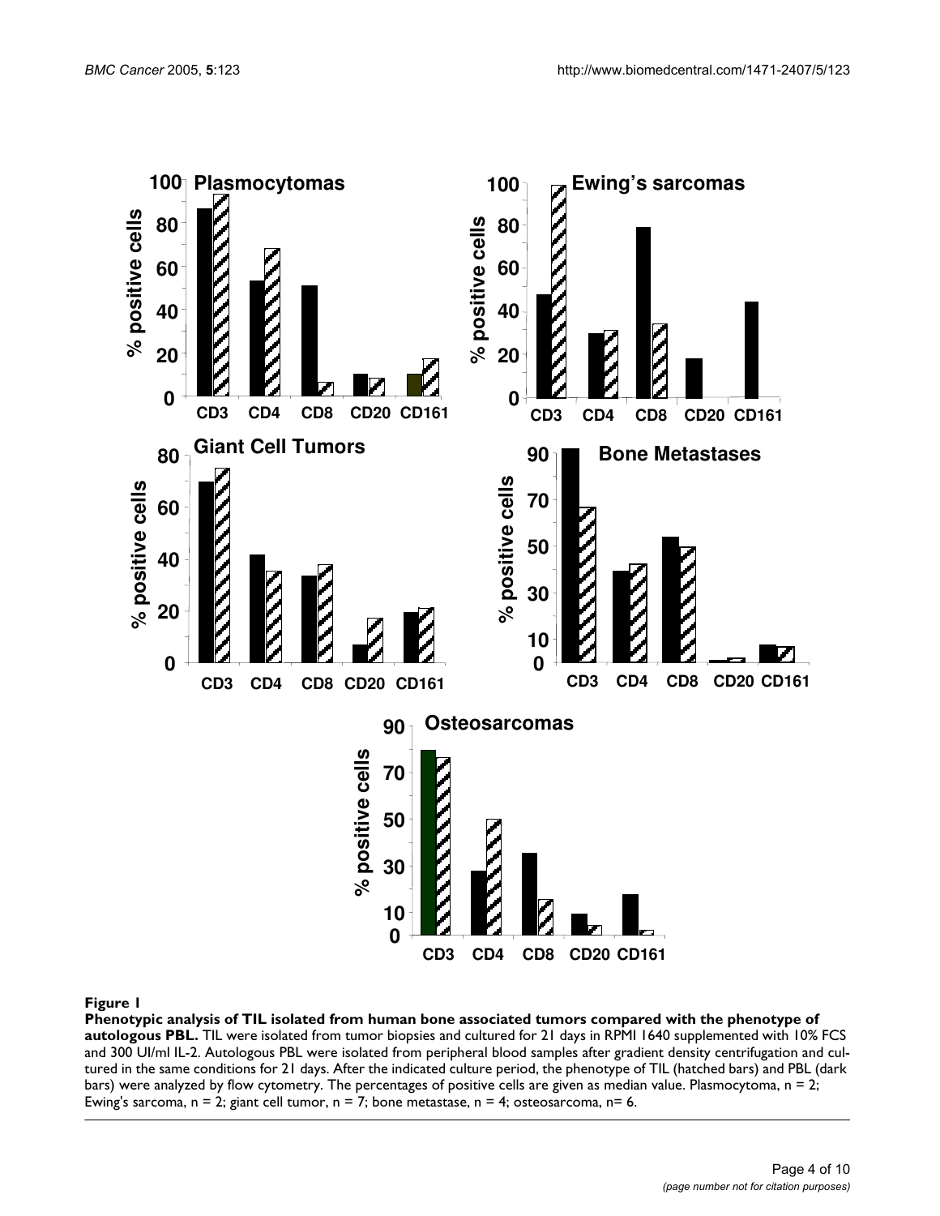**Figure 1**

**Phenotypic analysis of TIL isolated from human bone associated tumors compared with the phenotype of autologous PBL.** TIL were isolated from tumor biopsies and cultured for 21 days in RPMI 1640 supplemented with 10% FCS and 300 UI/ml IL-2. Autologous PBL were isolated from peripheral blood samples after gradient density centrifugation and cultured in the same conditions for 21 days. After the indicated culture period, the phenotype of TIL (hatched bars) and PBL (dark bars) were analyzed by flow cytometry. The percentages of positive cells are given as median value. Plasmocytoma, n = 2; Ewing's sarcoma, n = 2; giant cell tumor, n = 7; bone metastase, n = 4; osteosarcoma, n= 6.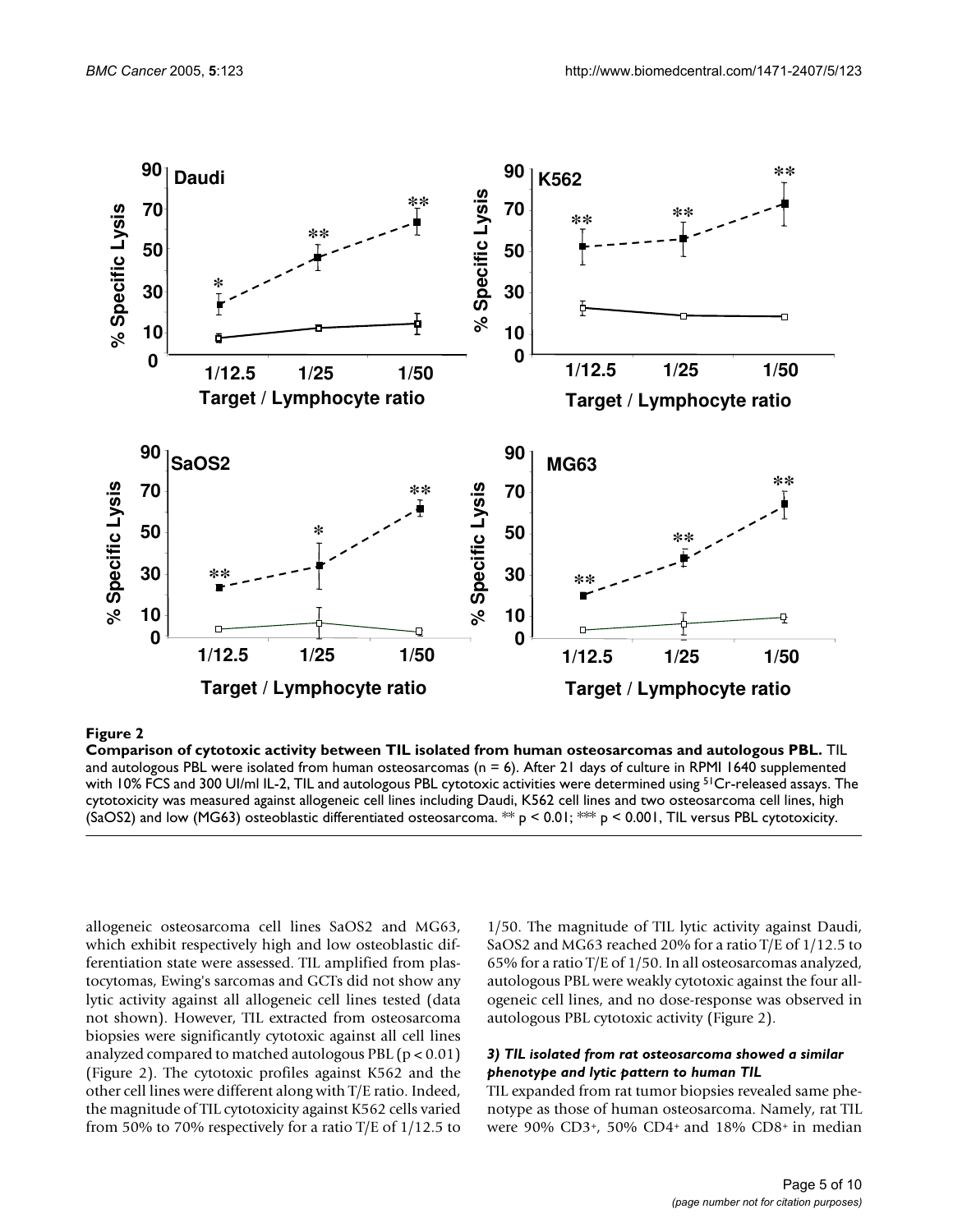**Figure 2**

**Comparison of cytotoxic activity between TIL isolated from human osteosarcomas and autologous PBL.** TIL and autologous PBL were isolated from human osteosarcomas (n = 6). After 21 days of culture in RPMI 1640 supplemented with 10% FCS and 300 UI/ml IL-2, TIL and autologous PBL cytotoxic activities were determined using $^{51}Cr$-released assays. The cytotoxicity was measured against allogeneic cell lines including Daudi, K562 cell lines and two osteosarcoma cell lines, high (SaOS2) and low (MG63) osteoblastic differentiated osteosarcoma. ** $p < 0.01$; *** $p < 0.001$, TIL versus PBL cytotoxicity.

allogeneic osteosarcoma cell lines SaOS2 and MG63, which exhibit respectively high and low osteoblastic differentiation state were assessed. TIL amplified from plastocytomas, Ewing's sarcomas and GCTs did not show any lytic activity against all allogeneic cell lines tested (data not shown). However, TIL extracted from osteosarcoma biopsies were significantly cytotoxic against all cell lines analyzed compared to matched autologous PBL ($p < 0.01$) (Figure 2). The cytotoxic profiles against K562 and the other cell lines were different along with T/E ratio. Indeed, the magnitude of TIL cytotoxicity against K562 cells varied from 50% to 70% respectively for a ratio T/E of 1/12.5 to 1/50. The magnitude of TIL lytic activity against Daudi, SaOS2 and MG63 reached 20% for a ratio T/E of 1/12.5 to 65% for a ratio T/E of 1/50. In all osteosarcomas analyzed, autologous PBL were weakly cytotoxic against the four allogeneic cell lines, and no dose-response was observed in autologous PBL cytotoxic activity (Figure 2).

### *3) TIL isolated from rat osteosarcoma showed a similar phenotype and lytic pattern to human TIL*

TIL expanded from rat tumor biopsies revealed same phenotype as those of human osteosarcoma. Namely, rat TIL were 90% $CD3^+$, 50% $CD4^+$ and 18% $CD8^+$ in median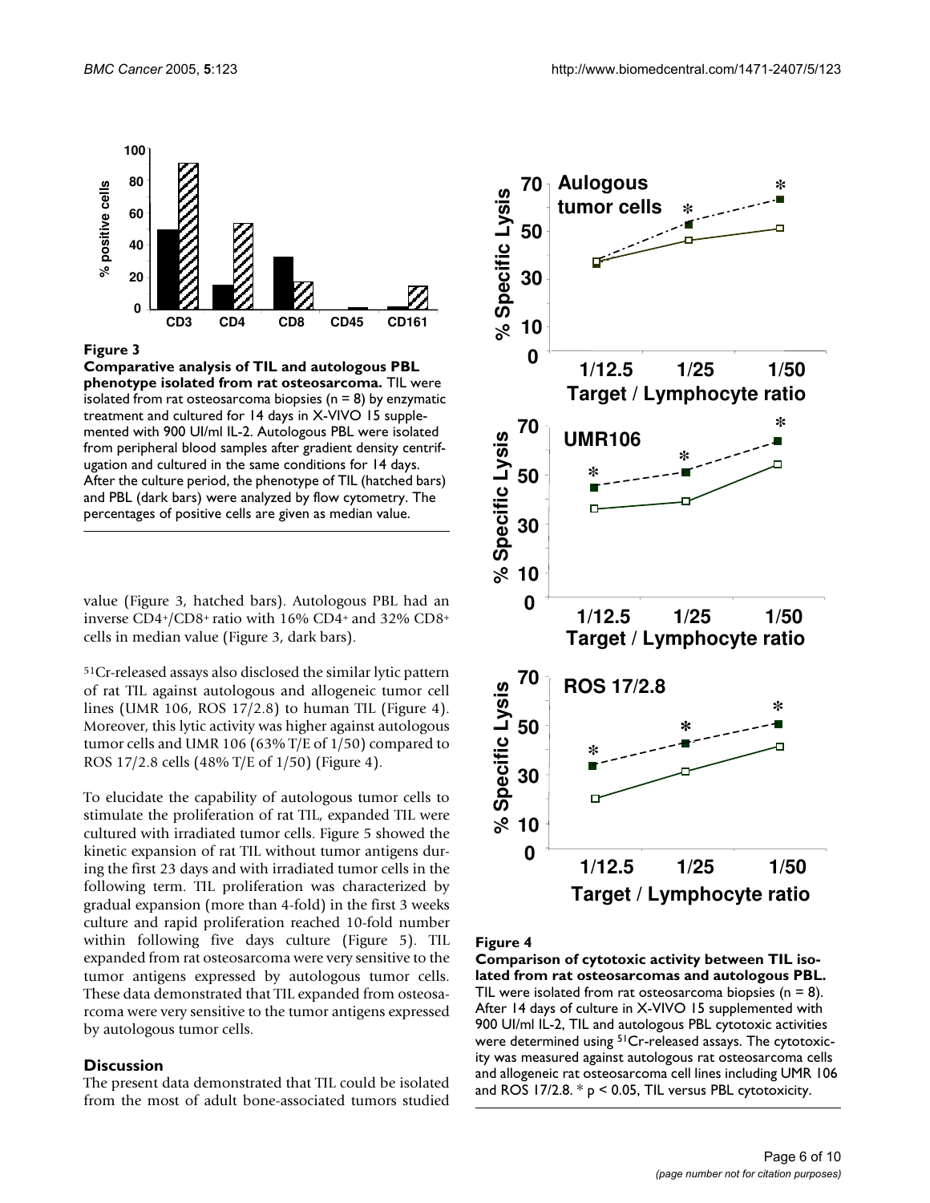**Figure 3**

**Comparative analysis of TIL and autologous PBL phenotype isolated from rat osteosarcoma.** TIL were isolated from rat osteosarcoma biopsies (n = 8) by enzymatic treatment and cultured for 14 days in X-VIVO 15 supplemented with 900 UI/ml IL-2. Autologous PBL were isolated from peripheral blood samples after gradient density centrifugation and cultured in the same conditions for 14 days. After the culture period, the phenotype of TIL (hatched bars) and PBL (dark bars) were analyzed by flow cytometry. The percentages of positive cells are given as median value.

value (Figure 3, hatched bars). Autologous PBL had an inverse $CD4^+/CD8^+$ ratio with 16% $CD4^+$ and 32% $CD8^+$ cells in median value (Figure 3, dark bars).

$^{51}Cr$-released assays also disclosed the similar lytic pattern of rat TIL against autologous and allogeneic tumor cell lines (UMR 106, ROS 17/2.8) to human TIL (Figure 4). Moreover, this lytic activity was higher against autologous tumor cells and UMR 106 (63% T/E of 1/50) compared to ROS 17/2.8 cells (48% T/E of 1/50) (Figure 4).

To elucidate the capability of autologous tumor cells to stimulate the proliferation of rat TIL, expanded TIL were cultured with irradiated tumor cells. Figure 5 showed the kinetic expansion of rat TIL without tumor antigens during the first 23 days and with irradiated tumor cells in the following term. TIL proliferation was characterized by gradual expansion (more than 4-fold) in the first 3 weeks culture and rapid proliferation reached 10-fold number within following five days culture (Figure 5). TIL expanded from rat osteosarcoma were very sensitive to the tumor antigens expressed by autologous tumor cells. These data demonstrated that TIL expanded from osteosarcoma were very sensitive to the tumor antigens expressed by autologous tumor cells.

## Discussion

The present data demonstrated that TIL could be isolated from the most of adult bone-associated tumors studied

**Figure 4**

**Comparison of cytotoxic activity between TIL isolated from rat osteosarcomas and autologous PBL.** TIL were isolated from rat osteosarcoma biopsies (n = 8). After 14 days of culture in X-VIVO 15 supplemented with 900 UI/ml IL-2, TIL and autologous PBL cytotoxic activities were determined using $^{51}Cr$-released assays. The cytotoxicity was measured against autologous rat osteosarcoma cells and allogeneic rat osteosarcoma cell lines including UMR 106 and ROS 17/2.8. * $p < 0.05$, TIL versus PBL cytotoxicity.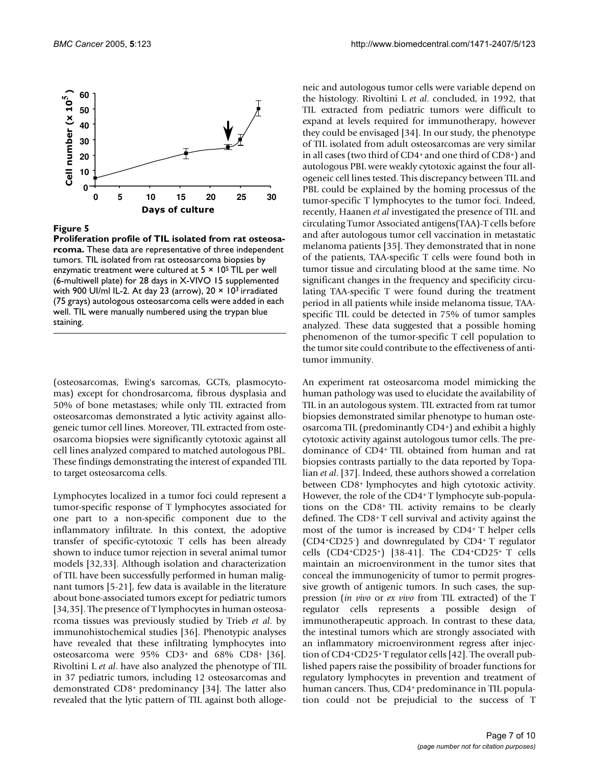**Figure 5**

**Proliferation profile of TIL isolated from rat osteosarcoma.** These data are representative of three independent tumors. TIL isolated from rat osteosarcoma biopsies by enzymatic treatment were cultured at $5 \times 10^5$ TIL per well (6-multiwell plate) for 28 days in X-VIVO 15 supplemented with 900 UI/ml IL-2. At day 23 (arrow), $20 \times 10^3$ irradiated (75 grays) autologous osteosarcoma cells were added in each well. TIL were manually numbered using the trypan blue staining.

(osteosarcomas, Ewing's sarcomas, GCTs, plasmocytomas) except for chondrosarcoma, fibrous dysplasia and 50% of bone metastases; while only TIL extracted from osteosarcomas demonstrated a lytic activity against allogeneic tumor cell lines. Moreover, TIL extracted from osteosarcoma biopsies were significantly cytotoxic against all cell lines analyzed compared to matched autologous PBL. These findings demonstrating the interest of expanded TIL to target osteosarcoma cells.

Lymphocytes localized in a tumor foci could represent a tumor-specific response of T lymphocytes associated for one part to a non-specific component due to the inflammatory infiltrate. In this context, the adoptive transfer of specific-cytotoxic T cells has been already shown to induce tumor rejection in several animal tumor models [32,33]. Although isolation and characterization of TIL have been successfully performed in human malignant tumors [5-21], few data is available in the literature about bone-associated tumors except for pediatric tumors [34,35]. The presence of T lymphocytes in human osteosarcoma tissues was previously studied by Trieb *et al*. by immunohistochemical studies [36]. Phenotypic analyses have revealed that these infiltrating lymphocytes into osteosarcoma were 95% CD3+ and 68% CD8+ [36]. Rivoltini L *et al*. have also analyzed the phenotype of TIL in 37 pediatric tumors, including 12 osteosarcomas and demonstrated CD8+ predominancy [34]. The latter also revealed that the lytic pattern of TIL against both allogeneic and autologous tumor cells were variable depend on the histology. Rivoltini L *et al*. concluded, in 1992, that TIL extracted from pediatric tumors were difficult to expand at levels required for immunotherapy, however they could be envisaged [34]. In our study, the phenotype of TIL isolated from adult osteosarcomas are very similar in all cases (two third of CD4+ and one third of CD8+) and autologous PBL were weakly cytotoxic against the four allogeneic cell lines tested. This discrepancy between TIL and PBL could be explained by the homing processus of the tumor-specific T lymphocytes to the tumor foci. Indeed, recently, Haanen *et al* investigated the presence of TIL and circulating Tumor Associated antigens(TAA)-T cells before and after autologous tumor cell vaccination in metastatic melanoma patients [35]. They demonstrated that in none of the patients, TAA-specific T cells were found both in tumor tissue and circulating blood at the same time. No significant changes in the frequency and specificity circulating TAA-specific T were found during the treatment period in all patients while inside melanoma tissue, TAA-specific TIL could be detected in 75% of tumor samples analyzed. These data suggested that a possible homing phenomenon of the tumor-specific T cell population to the tumor site could contribute to the effectiveness of anti-tumor immunity.

An experiment rat osteosarcoma model mimicking the human pathology was used to elucidate the availability of TIL in an autologous system. TIL extracted from rat tumor biopsies demonstrated similar phenotype to human osteosarcoma TIL (predominantly CD4+) and exhibit a highly cytotoxic activity against autologous tumor cells. The predominance of CD4+ TIL obtained from human and rat biopsies contrasts partially to the data reported by Topalian *et al*. [37]. Indeed, these authors showed a correlation between CD8+ lymphocytes and high cytotoxic activity. However, the role of the CD4+ T lymphocyte sub-populations on the CD8+ TIL activity remains to be clearly defined. The CD8+ T cell survival and activity against the most of the tumor is increased by CD4+ T helper cells (CD4+CD25-) and downregulated by CD4+ T regulator cells (CD4+CD25+) [38-41]. The CD4+CD25+ T cells maintain an microenvironment in the tumor sites that conceal the immunogenicity of tumor to permit progressive growth of antigenic tumors. In such cases, the suppression (*in vivo* or *ex vivo* from TIL extracted) of the T regulator cells represents a possible design of immunotherapeutic approach. In contrast to these data, the intestinal tumors which are strongly associated with an inflammatory microenvironment regress after injection of CD4+CD25+ T regulator cells [42]. The overall published papers raise the possibility of broader functions for regulatory lymphocytes in prevention and treatment of human cancers. Thus, CD4+ predominance in TIL population could not be prejudicial to the success of T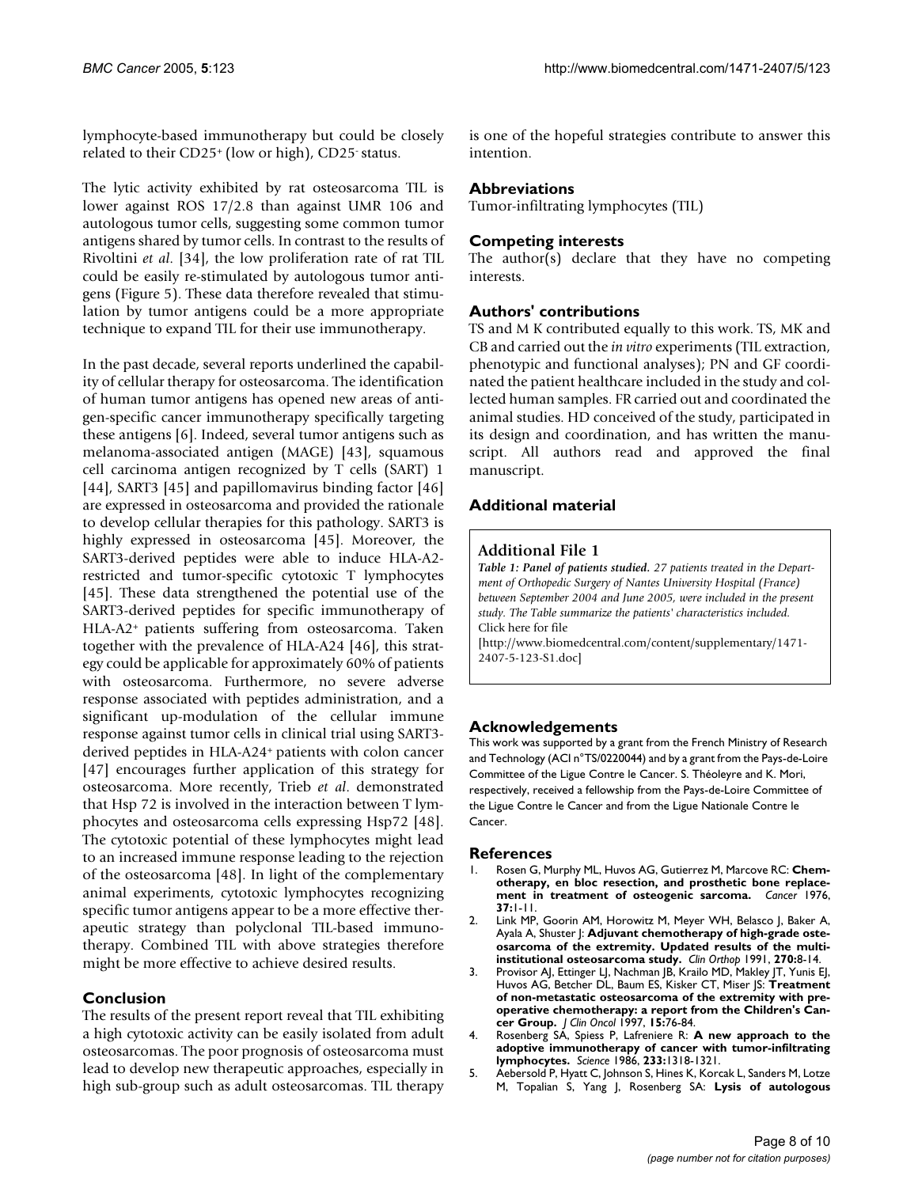lymphocyte-based immunotherapy but could be closely related to their CD25+ (low or high), CD25- status.

The lytic activity exhibited by rat osteosarcoma TIL is lower against ROS 17/2.8 than against UMR 106 and autologous tumor cells, suggesting some common tumor antigens shared by tumor cells. In contrast to the results of Rivoltini *et al*. [34], the low proliferation rate of rat TIL could be easily re-stimulated by autologous tumor antigens (Figure 5). These data therefore revealed that stimulation by tumor antigens could be a more appropriate technique to expand TIL for their use immunotherapy.

In the past decade, several reports underlined the capability of cellular therapy for osteosarcoma. The identification of human tumor antigens has opened new areas of antigen-specific cancer immunotherapy specifically targeting these antigens [6]. Indeed, several tumor antigens such as melanoma-associated antigen (MAGE) [43], squamous cell carcinoma antigen recognized by T cells (SART) 1 [44], SART3 [45] and papillomavirus binding factor [46] are expressed in osteosarcoma and provided the rationale to develop cellular therapies for this pathology. SART3 is highly expressed in osteosarcoma [45]. Moreover, the SART3-derived peptides were able to induce HLA-A2-restricted and tumor-specific cytotoxic T lymphocytes [45]. These data strengthened the potential use of the SART3-derived peptides for specific immunotherapy of HLA-A2+ patients suffering from osteosarcoma. Taken together with the prevalence of HLA-A24 [46], this strategy could be applicable for approximately 60% of patients with osteosarcoma. Furthermore, no severe adverse response associated with peptides administration, and a significant up-modulation of the cellular immune response against tumor cells in clinical trial using SART3-derived peptides in HLA-A24+ patients with colon cancer [47] encourages further application of this strategy for osteosarcoma. More recently, Trieb *et al*. demonstrated that Hsp 72 is involved in the interaction between T lymphocytes and osteosarcoma cells expressing Hsp72 [48]. The cytotoxic potential of these lymphocytes might lead to an increased immune response leading to the rejection of the osteosarcoma [48]. In light of the complementary animal experiments, cytotoxic lymphocytes recognizing specific tumor antigens appear to be a more effective therapeutic strategy than polyclonal TIL-based immunotherapy. Combined TIL with above strategies therefore might be more effective to achieve desired results.

## Conclusion

The results of the present report reveal that TIL exhibiting a high cytotoxic activity can be easily isolated from adult osteosarcomas. The poor prognosis of osteosarcoma must lead to develop new therapeutic approaches, especially in high sub-group such as adult osteosarcomas. TIL therapy is one of the hopeful strategies contribute to answer this intention.

## Abbreviations

Tumor-infiltrating lymphocytes (TIL)

## Competing interests

The author(s) declare that they have no competing interests.

## Authors' contributions

TS and M K contributed equally to this work. TS, MK and CB and carried out the *in vitro* experiments (TIL extraction, phenotypic and functional analyses); PN and GF coordinated the patient healthcare included in the study and collected human samples. FR carried out and coordinated the animal studies. HD conceived of the study, participated in its design and coordination, and has written the manuscript. All authors read and approved the final manuscript.

## Additional material

### Additional File 1

***Table 1: Panel of patients studied.*** *27 patients treated in the Department of Orthopedic Surgery of Nantes University Hospital (France) between September 2004 and June 2005, were included in the present study. The Table summarize the patients' characteristics included.*
Click here for file
[http://www.biomedcentral.com/content/supplementary/1471-2407-5-123-S1.doc]

## Acknowledgements

This work was supported by a grant from the French Ministry of Research and Technology (ACI n°TS/0220044) and by a grant from the Pays-de-Loire Committee of the Ligue Contre le Cancer. S. Théoleyre and K. Mori, respectively, received a fellowship from the Pays-de-Loire Committee of the Ligue Contre le Cancer and from the Ligue Nationale Contre le Cancer.

## References

1. Rosen G, Murphy ML, Huvos AG, Gutierrez M, Marcove RC: **Chemotherapy, en bloc resection, and prosthetic bone replacement in treatment of osteogenic sarcoma.** *Cancer* 1976, **37:**1-11.
2. Link MP, Goorin AM, Horowitz M, Meyer WH, Belasco J, Baker A, Ayala A, Shuster J: **Adjuvant chemotherapy of high-grade osteosarcoma of the extremity. Updated results of the multi-institutional osteosarcoma study.** *Clin Orthop* 1991, **270:**8-14.
3. Provisor AJ, Ettinger LJ, Nachman JB, Krailo MD, Makley JT, Yunis EJ, Huvos AG, Betcher DL, Baum ES, Kisker CT, Miser JS: **Treatment of non-metastatic osteosarcoma of the extremity with preoperative chemotherapy: a report from the Children's Cancer Group.** *J Clin Oncol* 1997, **15:**76-84.
4. Rosenberg SA, Spiess P, Lafreniere R: **A new approach to the adoptive immunotherapy of cancer with tumor-infiltrating lymphocytes.** *Science* 1986, **233:**1318-1321.
5. Aebersold P, Hyatt C, Johnson S, Hines K, Korcak L, Sanders M, Lotze M, Topalian S, Yang J, Rosenberg SA: **Lysis of autologous**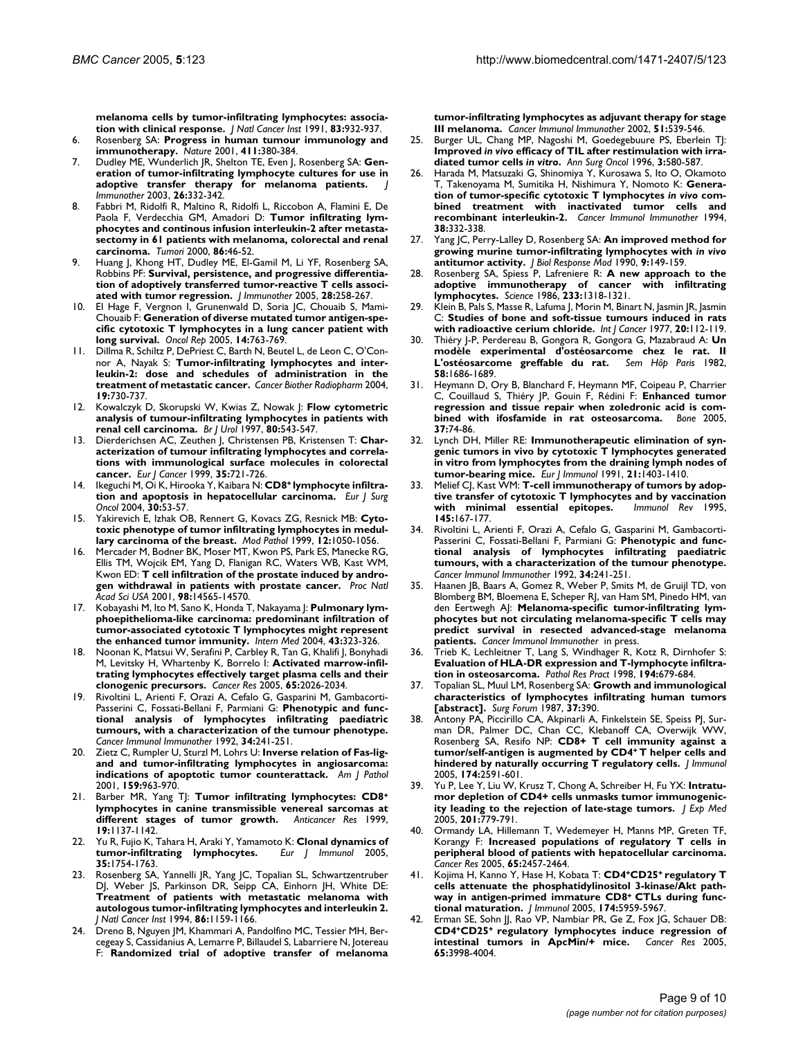**melanoma cells by tumor-infiltrating lymphocytes: association with clinical response.** *J Natl Cancer Inst* 1991, **83:**932-937.

6. Rosenberg SA: **Progress in human tumour immunology and immunotherapy.** *Nature* 2001, **411:**380-384.
7. Dudley ME, Wunderlich JR, Shelton TE, Even J, Rosenberg SA: **Generation of tumor-infiltrating lymphocyte cultures for use in adoptive transfer therapy for melanoma patients.** *J Immunother* 2003, **26:**332-342.
8. Fabbri M, Ridolfi R, Maltino R, Ridolfi L, Riccobon A, Flamini E, De Paola F, Verdecchia GM, Amadori D: **Tumor infiltrating lymphocytes and continous infusion interleukin-2 after metastasectomy in 61 patients with melanoma, colorectal and renal carcinoma.** *Tumori* 2000, **86:**46-52.
9. Huang J, Khong HT, Dudley ME, El-Gamil M, Li YF, Rosenberg SA, Robbins PF: **Survival, persistence, and progressive differentiation of adoptively transferred tumor-reactive T cells associated with tumor regression.** *J Immunother* 2005, **28:**258-267.
10. El Hage F, Vergnon I, Grunenwald D, Soria JC, Chouaib S, Mami-Chouaib F: **Generation of diverse mutated tumor antigen-specific cytotoxic T lymphocytes in a lung cancer patient with long survival.** *Oncol Rep* 2005, **14:**763-769.
11. Dillma R, Schiltz P, DePriest C, Barth N, Beutel L, de Leon C, O'Connor A, Nayak S: **Tumor-infiltrating lymphocytes and interleukin-2: dose and schedules of administration in the treatment of metastatic cancer.** *Cancer Biother Radiopharm* 2004, **19:**730-737.
12. Kowalczyk D, Skorupski W, Kwias Z, Nowak J: **Flow cytometric analysis of tumour-infiltrating lymphocytes in patients with renal cell carcinoma.** *Br J Urol* 1997, **80:**543-547.
13. Dierderichsen AC, Zeuthen J, Christensen PB, Kristensen T: **Characterization of tumour infiltrating lymphocytes and correlations with immunological surface molecules in colorectal cancer.** *Eur J Cancer* 1999, **35:**721-726.
14. Ikeguchi M, Oi K, Hirooka Y, Kaibara N: **CD8+ lymphocyte infiltration and apoptosis in hepatocellular carcinoma.** *Eur J Surg Oncol* 2004, **30:**53-57.
15. Yakirevich E, Izhak OB, Rennert G, Kovacs ZG, Resnick MB: **Cytotoxic phenotype of tumor infiltrating lymphocytes in medullary carcinoma of the breast.** *Mod Pathol* 1999, **12:**1050-1056.
16. Mercader M, Bodner BK, Moser MT, Kwon PS, Park ES, Manecke RG, Ellis TM, Wojcik EM, Yang D, Flanigan RC, Waters WB, Kast WM, Kwon ED: **T cell infiltration of the prostate induced by androgen withdrawal in patients with prostate cancer.** *Proc Natl Acad Sci USA* 2001, **98:**14565-14570.
17. Kobayashi M, Ito M, Sano K, Honda T, Nakayama J: **Pulmonary lymphoepithelioma-like carcinoma: predominant infiltration of tumor-associated cytotoxic T lymphocytes might represent the enhanced tumor immunity.** *Intern Med* 2004, **43:**323-326.
18. Noonan K, Matsui W, Serafini P, Carbley R, Tan G, Khalifi J, Bonyhadi M, Levitsky H, Whartenby K, Borrello I: **Activated marrow-infiltrating lymphocytes effectively target plasma cells and their clonogenic precursors.** *Cancer Res* 2005, **65:**2026-2034.
19. Rivoltini L, Arienti F, Orazi A, Cefalo G, Gasparini M, Gambacorti-Passerini C, Fossati-Bellani F, Parmiani G: **Phenotypic and functional analysis of lymphocytes infiltrating paediatric tumours, with a characterization of the tumour phenotype.** *Cancer Immunol Immunother* 1992, **34:**241-251.
20. Zietz C, Rumpler U, Sturzl M, Lohrs U: **Inverse relation of Fas-ligand and tumor-infiltrating lymphocytes in angiosarcoma: indications of apoptotic tumor counterattack.** *Am J Pathol* 2001, **159:**963-970.
21. Barber MR, Yang TJ: **Tumor infiltrating lymphocytes: CD8+ lymphocytes in canine transmissible venereal sarcomas at different stages of tumor growth.** *Anticancer Res* 1999, **19:**1137-1142.
22. Yu R, Fujio K, Tahara H, Araki Y, Yamamoto K: **Clonal dynamics of tumor-infiltrating lymphocytes.** *Eur J Immunol* 2005, **35:**1754-1763.
23. Rosenberg SA, Yannelli JR, Yang JC, Topalian SL, Schwartzentruber DJ, Weber JS, Parkinson DR, Seipp CA, Einhorn JH, White DE: **Treatment of patients with metastatic melanoma with autologous tumor-infiltrating lymphocytes and interleukin 2.** *J Natl Cancer Inst* 1994, **86:**1159-1166.
24. Dreno B, Nguyen JM, Khammari A, Pandolfino MC, Tessier MH, Bercegeay S, Cassidanius A, Lemarre P, Billaudel S, Labarriere N, Jotereau F: **Randomized trial of adoptive transfer of melanoma tumor-infiltrating lymphocytes as adjuvant therapy for stage III melanoma.** *Cancer Immunol Immunother* 2002, **51:**539-546.
25. Burger UL, Chang MP, Nagoshi M, Goedegebuure PS, Eberlein TJ: **Improved *in vivo* efficacy of TIL after restimulation with irradiated tumor cells *in vitro*.** *Ann Surg Oncol* 1996, **3:**580-587.
26. Harada M, Matsuzaki G, Shinomiya Y, Kurosawa S, Ito O, Okamoto T, Takenoyama M, Sumitika H, Nishimura Y, Nomoto K: **Generation of tumor-specific cytotoxic T lymphocytes *in vivo* combined treatment with inactivated tumor cells and recombinant interleukin-2.** *Cancer Immunol Immunother* 1994, **38:**332-338.
27. Yang JC, Perry-Lalley D, Rosenberg SA: **An improved method for growing murine tumor-infiltrating lymphocytes with *in vivo* antitumor activity.** *J Biol Response Mod* 1990, **9:**149-159.
28. Rosenberg SA, Spiess P, Lafreniere R: **A new approach to the adoptive immunotherapy of cancer with infiltrating lymphocytes.** *Science* 1986, **233:**1318-1321.
29. Klein B, Pals S, Masse R, Lafuma J, Morin M, Binart N, Jasmin JR, Jasmin C: **Studies of bone and soft-tissue tumours induced in rats with radioactive cerium chloride.** *Int J Cancer* 1977, **20:**112-119.
30. Thiéry J-P, Perdereau B, Gongora R, Gongora G, Mazabraud A: **Un modèle experimental d'ostéosarcome chez le rat. II L'ostéosarcome greffable du rat.** *Sem Hôp Paris* 1982, **58:**1686-1689.
31. Heymann D, Ory B, Blanchard F, Heymann MF, Coipeau P, Charrier C, Couillaud S, Thiéry JP, Gouin F, Rédini F: **Enhanced tumor regression and tissue repair when zoledronic acid is combined with ifosfamide in rat osteosarcoma.** *Bone* 2005, **37:**74-86.
32. Lynch DH, Miller RE: **Immunotherapeutic elimination of syngenic tumors in vivo by cytotoxic T lymphocytes generated in vitro from lymphocytes from the draining lymph nodes of tumor-bearing mice.** *Eur J Immunol* 1991, **21:**1403-1410.
33. Melief CJ, Kast WM: **T-cell immunotherapy of tumors by adoptive transfer of cytotoxic T lymphocytes and by vaccination with minimal essential epitopes.** *Immunol Rev* 1995, **145:**167-177.
34. Rivoltini L, Arienti F, Orazi A, Cefalo G, Gasparini M, Gambacorti-Passerini C, Fossati-Bellani F, Parmiani G: **Phenotypic and functional analysis of lymphocytes infiltrating paediatric tumours, with a characterization of the tumour phenotype.** *Cancer Immunol Immunother* 1992, **34:**241-251.
35. Haanen JB, Baars A, Gomez R, Weber P, Smits M, de Gruijl TD, von Blomberg BM, Bloemena E, Scheper RJ, van Ham SM, Pinedo HM, van den Eertwegh AJ: **Melanoma-specific tumor-infiltrating lymphocytes but not circulating melanoma-specific T cells may predict survival in resected advanced-stage melanoma patients.** *Cancer Immunol Immunother* in press.
36. Trieb K, Lechleitner T, Lang S, Windhager R, Kotz R, Dirnhofer S: **Evaluation of HLA-DR expression and T-lymphocyte infiltration in osteosarcoma.** *Pathol Res Pract* 1998, **194:**679-684.
37. Topalian SL, Muul LM, Rosenberg SA: **Growth and immunological characteristics of lymphocytes infiltrating human tumors [abstract].** *Surg Forum* 1987, **37:**390.
38. Antony PA, Piccirillo CA, Akpinarli A, Finkelstein SE, Speiss PJ, Surman DR, Palmer DC, Chan CC, Klebanoff CA, Overwijk WW, Rosenberg SA, Resifo NP: **CD8+ T cell immunity against a tumor/self-antigen is augmented by CD4+ T helper cells and hindered by naturally occurring T regulatory cells.** *J Immunol* 2005, **174:**2591-601.
39. Yu P, Lee Y, Liu W, Krusz T, Chong A, Schreiber H, Fu YX: **Intratumor depletion of CD4+ cells unmasks tumor immunogenicity leading to the rejection of late-stage tumors.** *J Exp Med* 2005, **201:**779-791.
40. Ormandy LA, Hillemann T, Wedemeyer H, Manns MP, Greten TF, Korangy F: **Increased populations of regulatory T cells in peripheral blood of patients with hepatocellular carcinoma.** *Cancer Res* 2005, **65:**2457-2464.
41. Kojima H, Kanno Y, Hase H, Kobata T: **CD4+CD25+ regulatory T cells attenuate the phosphatidylinositol 3-kinase/Akt pathway in antigen-primed immature CD8+ CTLs during functional maturation.** *J Immunol* 2005, **174:**5959-5967.
42. Erman SE, Sohn JJ, Rao VP, Nambiar PR, Ge Z, Fox JG, Schauer DB: **CD4+CD25+ regulatory lymphocytes induce regression of intestinal tumors in ApcMin/+ mice.** *Cancer Res* 2005, **65:**3998-4004.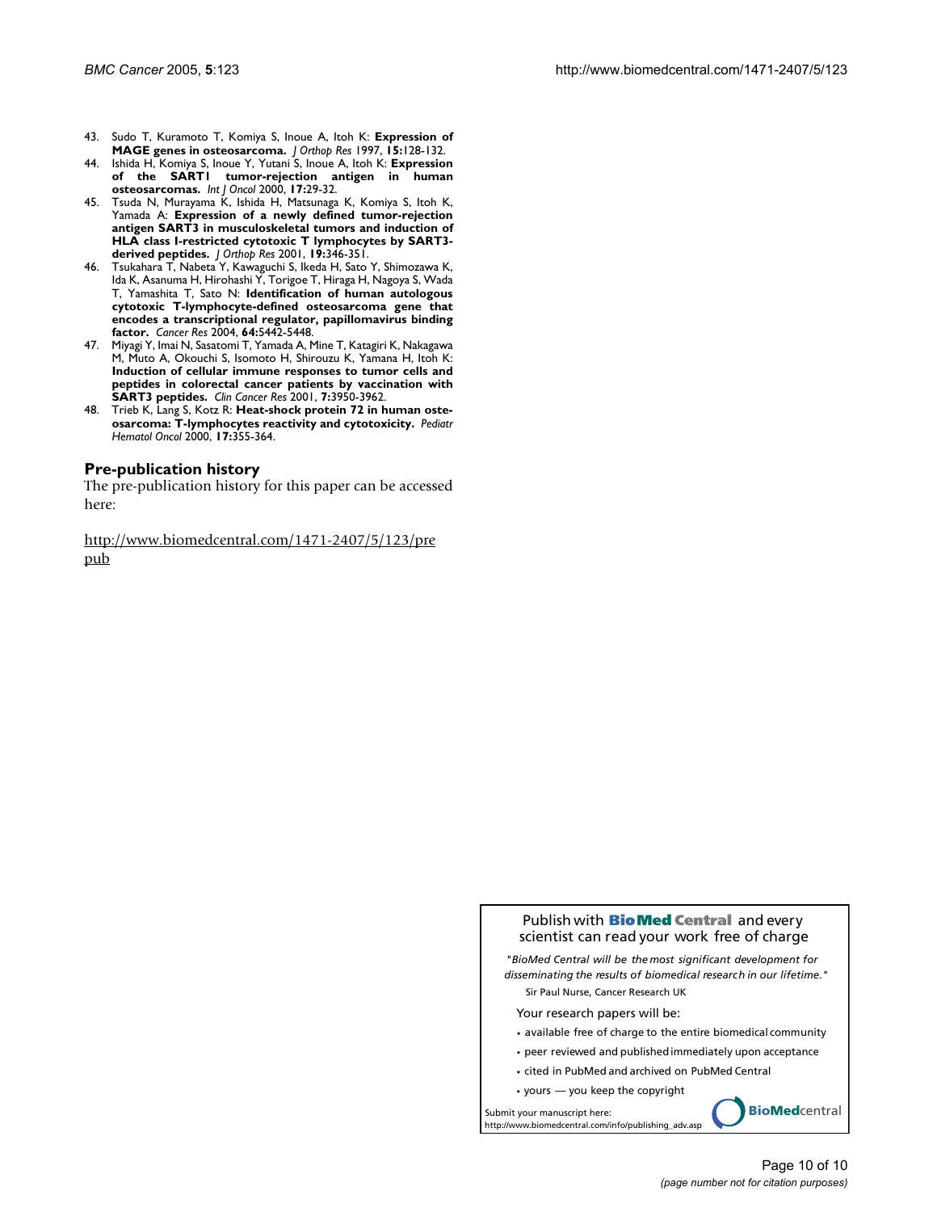43. Sudo T, Kuramoto T, Komiya S, Inoue A, Itoh K: **Expression of MAGE genes in osteosarcoma.** *J Orthop Res* 1997, **15:**128-132.
44. Ishida H, Komiya S, Inoue Y, Yutani S, Inoue A, Itoh K: **Expression of the SART1 tumor-rejection antigen in human osteosarcomas.** *Int J Oncol* 2000, **17:**29-32.
45. Tsuda N, Murayama K, Ishida H, Matsunaga K, Komiya S, Itoh K, Yamada A: **Expression of a newly defined tumor-rejection antigen SART3 in musculoskeletal tumors and induction of HLA class I-restricted cytotoxic T lymphocytes by SART3-derived peptides.** *J Orthop Res* 2001, **19:**346-351.
46. Tsukahara T, Nabeta Y, Kawaguchi S, Ikeda H, Sato Y, Shimozawa K, Ida K, Asanuma H, Hirohashi Y, Torigoe T, Hiraga H, Nagoya S, Wada T, Yamashita T, Sato N: **Identification of human autologous cytotoxic T-lymphocyte-defined osteosarcoma gene that encodes a transcriptional regulator, papillomavirus binding factor.** *Cancer Res* 2004, **64:**5442-5448.
47. Miyagi Y, Imai N, Sasatomi T, Yamada A, Mine T, Katagiri K, Nakagawa M, Muto A, Okouchi S, Isomoto H, Shirouzu K, Yamana H, Itoh K: **Induction of cellular immune responses to tumor cells and peptides in colorectal cancer patients by vaccination with SART3 peptides.** *Clin Cancer Res* 2001, **7:**3950-3962.
48. Trieb K, Lang S, Kotz R: **Heat-shock protein 72 in human osteosarcoma: T-lymphocytes reactivity and cytotoxicity.** *Pediatr Hematol Oncol* 2000, **17:**355-364.

## Pre-publication history

The pre-publication history for this paper can be accessed here:

http://www.biomedcentral.com/1471-2407/5/123/prepub

Publish with **BioMed Central** and every scientist can read your work free of charge

*"BioMed Central will be the most significant development for disseminating the results of biomedical research in our lifetime."*

Sir Paul Nurse, Cancer Research UK

Your research papers will be:

- available free of charge to the entire biomedical community
- peer reviewed and published immediately upon acceptance
- cited in PubMed and archived on PubMed Central
- yours — you keep the copyright

Submit your manuscript here:
http://www.biomedcentral.com/info/publishing_adv.asp

**BioMed**central